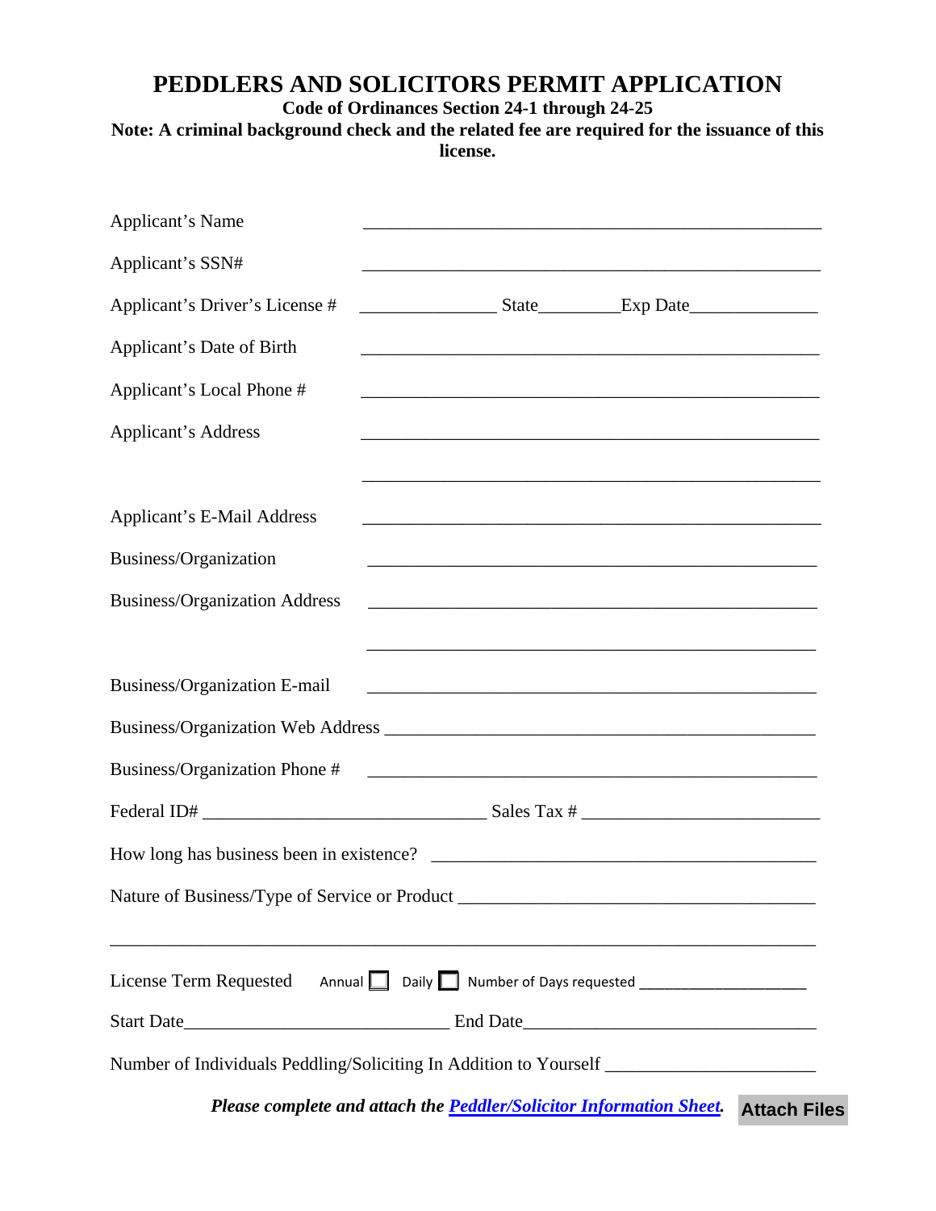# PEDDLERS AND SOLICITORS PERMIT APPLICATION

**Code of Ordinances Section 24-1 through 24-25**

**Note: A criminal background check and the related fee are required for the issuance of this license.**

Applicant's Name ___________________________________________________

Applicant's SSN# ___________________________________________________

Applicant's Driver's License # _______________ State_________Exp Date______________

Applicant's Date of Birth ___________________________________________________

Applicant's Local Phone # ___________________________________________________

Applicant's Address ___________________________________________________

___________________________________________________

Applicant's E-Mail Address ___________________________________________________

Business/Organization ___________________________________________________

Business/Organization Address ___________________________________________________

___________________________________________________

Business/Organization E-mail ___________________________________________________

Business/Organization Web Address ___________________________________________________

Business/Organization Phone # ___________________________________________________

Federal ID# _______________________________ Sales Tax # __________________________

How long has business been in existence? ___________________________________________

Nature of Business/Type of Service or Product _______________________________________

_____________________________________________________________________________

License Term Requested Annual ☐ Daily ☐ Number of Days requested ___________________

Start Date_____________________________ End Date________________________________

Number of Individuals Peddling/Soliciting In Addition to Yourself ______________________

***Please complete and attach the [Peddler/Solicitor Information Sheet](#).*** **Attach Files**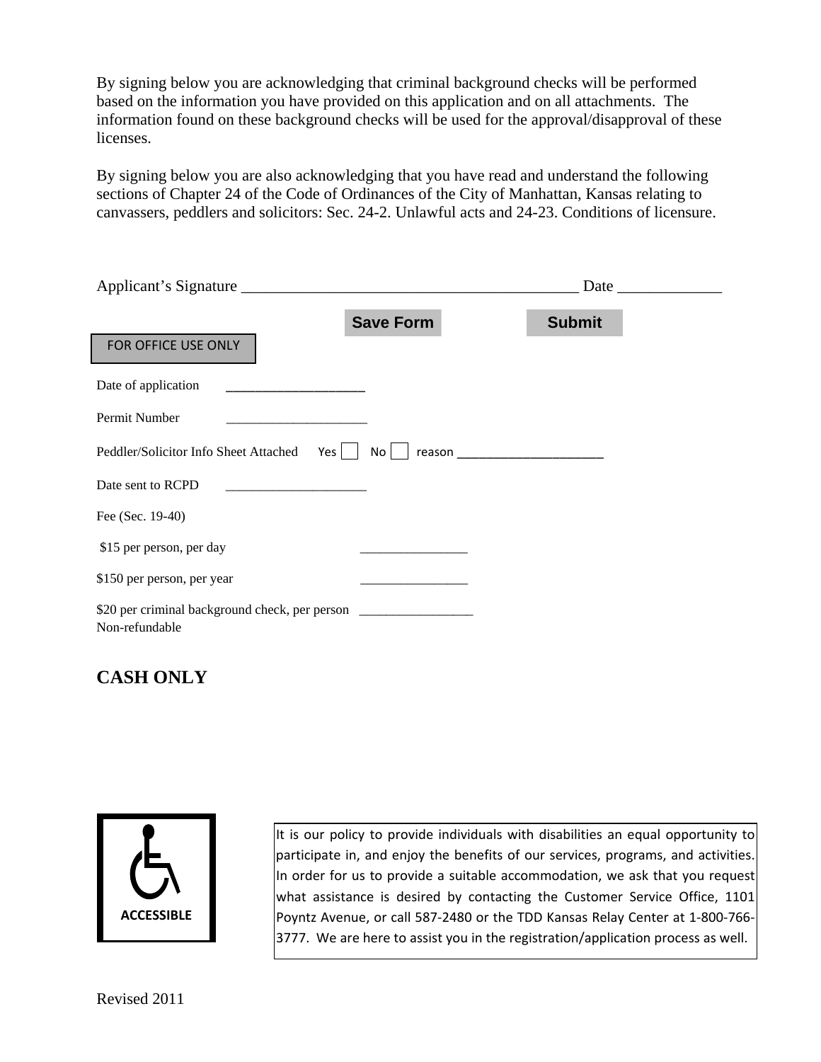By signing below you are acknowledging that criminal background checks will be performed based on the information you have provided on this application and on all attachments. The information found on these background checks will be used for the approval/disapproval of these licenses.

By signing below you are also acknowledging that you have read and understand the following sections of Chapter 24 of the Code of Ordinances of the City of Manhattan, Kansas relating to canvassers, peddlers and solicitors: Sec. 24-2. Unlawful acts and 24-23. Conditions of licensure.

Applicant's Signature ___________________________________________ Date _____________

Save Form    Submit

FOR OFFICE USE ONLY

Date of application ____________________

Permit Number ____________________

Peddler/Solicitor Info Sheet Attached Yes ☐ No ☐ reason ______________________

Date sent to RCPD ____________________

Fee (Sec. 19-40)

$15 per person, per day ________________

$150 per person, per year ________________

$20 per criminal background check, per person _________________
Non-refundable

**CASH ONLY**

ACCESSIBLE

It is our policy to provide individuals with disabilities an equal opportunity to participate in, and enjoy the benefits of our services, programs, and activities. In order for us to provide a suitable accommodation, we ask that you request what assistance is desired by contacting the Customer Service Office, 1101 Poyntz Avenue, or call 587-2480 or the TDD Kansas Relay Center at 1-800-766-3777. We are here to assist you in the registration/application process as well.

Revised 2011